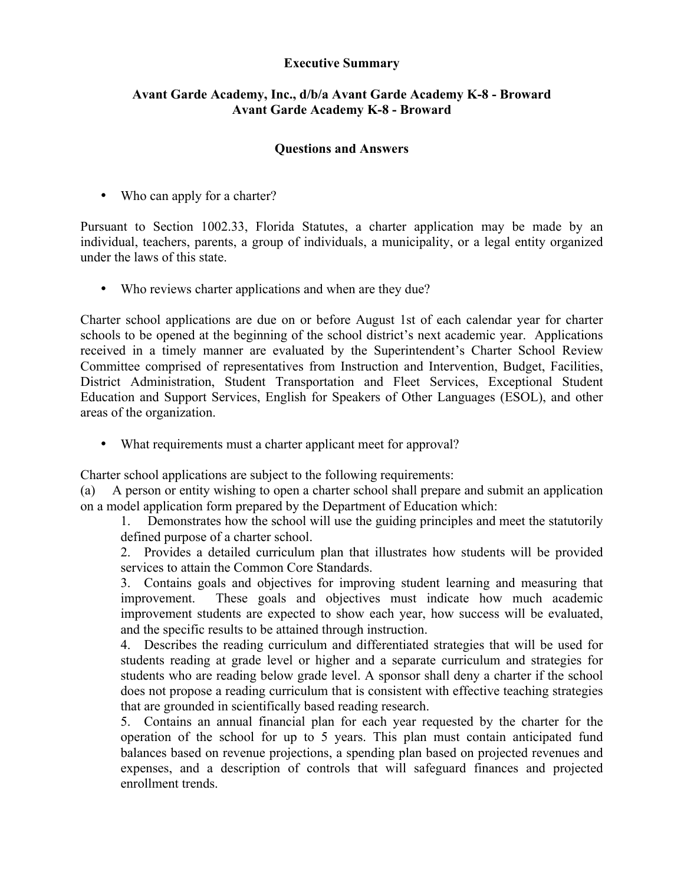**Executive Summary**

**Avant Garde Academy, Inc., d/b/a Avant Garde Academy K-8 - Broward**
**Avant Garde Academy K-8 - Broward**

**Questions and Answers**

- Who can apply for a charter?

Pursuant to Section 1002.33, Florida Statutes, a charter application may be made by an individual, teachers, parents, a group of individuals, a municipality, or a legal entity organized under the laws of this state.

- Who reviews charter applications and when are they due?

Charter school applications are due on or before August 1st of each calendar year for charter schools to be opened at the beginning of the school district's next academic year. Applications received in a timely manner are evaluated by the Superintendent's Charter School Review Committee comprised of representatives from Instruction and Intervention, Budget, Facilities, District Administration, Student Transportation and Fleet Services, Exceptional Student Education and Support Services, English for Speakers of Other Languages (ESOL), and other areas of the organization.

- What requirements must a charter applicant meet for approval?

Charter school applications are subject to the following requirements:

(a) A person or entity wishing to open a charter school shall prepare and submit an application on a model application form prepared by the Department of Education which:

1. Demonstrates how the school will use the guiding principles and meet the statutorily defined purpose of a charter school.
2. Provides a detailed curriculum plan that illustrates how students will be provided services to attain the Common Core Standards.
3. Contains goals and objectives for improving student learning and measuring that improvement. These goals and objectives must indicate how much academic improvement students are expected to show each year, how success will be evaluated, and the specific results to be attained through instruction.
4. Describes the reading curriculum and differentiated strategies that will be used for students reading at grade level or higher and a separate curriculum and strategies for students who are reading below grade level. A sponsor shall deny a charter if the school does not propose a reading curriculum that is consistent with effective teaching strategies that are grounded in scientifically based reading research.
5. Contains an annual financial plan for each year requested by the charter for the operation of the school for up to 5 years. This plan must contain anticipated fund balances based on revenue projections, a spending plan based on projected revenues and expenses, and a description of controls that will safeguard finances and projected enrollment trends.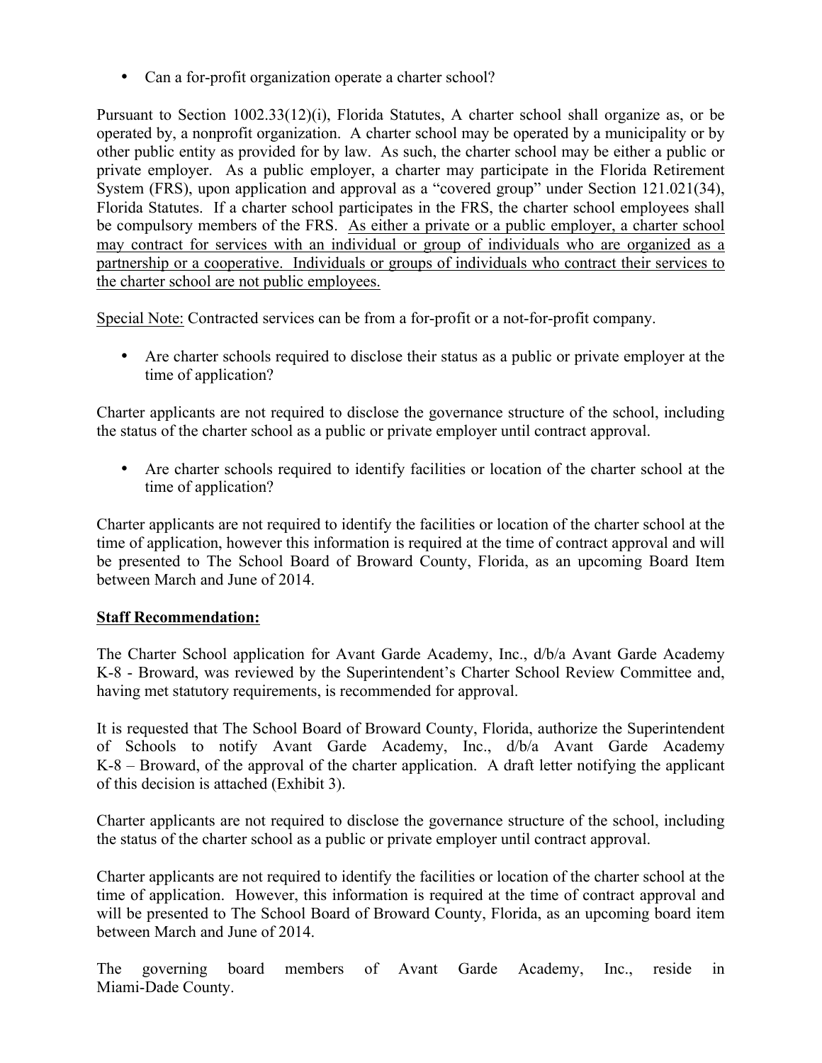- Can a for-profit organization operate a charter school?

Pursuant to Section 1002.33(12)(i), Florida Statutes, A charter school shall organize as, or be operated by, a nonprofit organization. A charter school may be operated by a municipality or by other public entity as provided for by law. As such, the charter school may be either a public or private employer. As a public employer, a charter may participate in the Florida Retirement System (FRS), upon application and approval as a "covered group" under Section 121.021(34), Florida Statutes. If a charter school participates in the FRS, the charter school employees shall be compulsory members of the FRS. <u>As either a private or a public employer, a charter school may contract for services with an individual or group of individuals who are organized as a partnership or a cooperative. Individuals or groups of individuals who contract their services to the charter school are not public employees.</u>

<u>Special Note:</u> Contracted services can be from a for-profit or a not-for-profit company.

- Are charter schools required to disclose their status as a public or private employer at the time of application?

Charter applicants are not required to disclose the governance structure of the school, including the status of the charter school as a public or private employer until contract approval.

- Are charter schools required to identify facilities or location of the charter school at the time of application?

Charter applicants are not required to identify the facilities or location of the charter school at the time of application, however this information is required at the time of contract approval and will be presented to The School Board of Broward County, Florida, as an upcoming Board Item between March and June of 2014.

**<u>Staff Recommendation:</u>**

The Charter School application for Avant Garde Academy, Inc., d/b/a Avant Garde Academy K-8 - Broward, was reviewed by the Superintendent's Charter School Review Committee and, having met statutory requirements, is recommended for approval.

It is requested that The School Board of Broward County, Florida, authorize the Superintendent of Schools to notify Avant Garde Academy, Inc., d/b/a Avant Garde Academy K-8 – Broward, of the approval of the charter application. A draft letter notifying the applicant of this decision is attached (Exhibit 3).

Charter applicants are not required to disclose the governance structure of the school, including the status of the charter school as a public or private employer until contract approval.

Charter applicants are not required to identify the facilities or location of the charter school at the time of application. However, this information is required at the time of contract approval and will be presented to The School Board of Broward County, Florida, as an upcoming board item between March and June of 2014.

The governing board members of Avant Garde Academy, Inc., reside in Miami-Dade County.